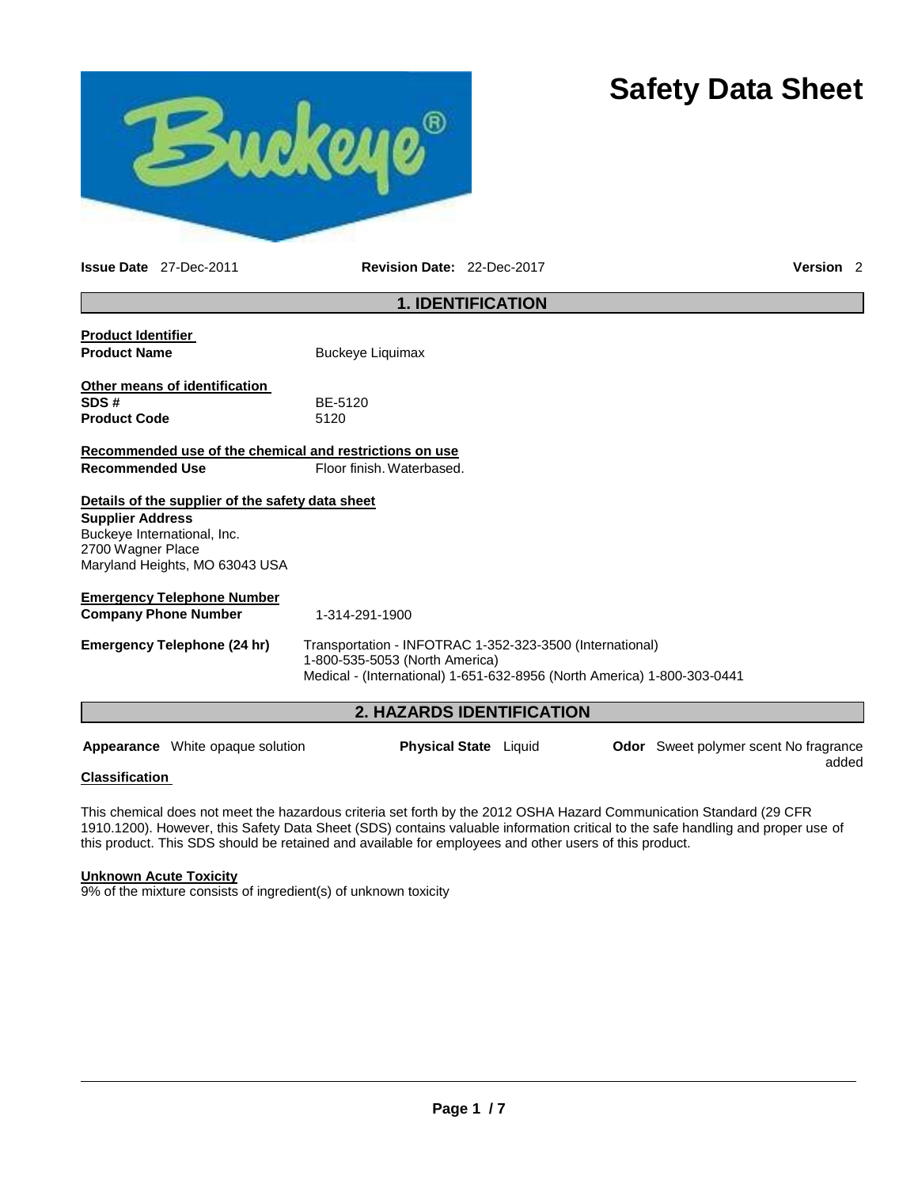# Safety Data Sheet

**Issue Date** 27-Dec-2011 **Revision Date:** 22-Dec-2017 **Version** 2

## 1. IDENTIFICATION

**Product Identifier**

**Product Name** Buckeye Liquimax

**Other means of identification**

**SDS #** BE-5120

**Product Code** 5120

**Recommended use of the chemical and restrictions on use**

**Recommended Use** Floor finish. Waterbased.

**Details of the supplier of the safety data sheet**

**Supplier Address**
Buckeye International, Inc.
2700 Wagner Place
Maryland Heights, MO 63043 USA

**Emergency Telephone Number**

**Company Phone Number** 1-314-291-1900

**Emergency Telephone (24 hr)** Transportation - INFOTRAC 1-352-323-3500 (International)
1-800-535-5053 (North America)
Medical - (International) 1-651-632-8956 (North America) 1-800-303-0441

## 2. HAZARDS IDENTIFICATION

**Appearance** White opaque solution **Physical State** Liquid **Odor** Sweet polymer scent No fragrance added

**Classification**

This chemical does not meet the hazardous criteria set forth by the 2012 OSHA Hazard Communication Standard (29 CFR 1910.1200). However, this Safety Data Sheet (SDS) contains valuable information critical to the safe handling and proper use of this product. This SDS should be retained and available for employees and other users of this product.

**Unknown Acute Toxicity**

9% of the mixture consists of ingredient(s) of unknown toxicity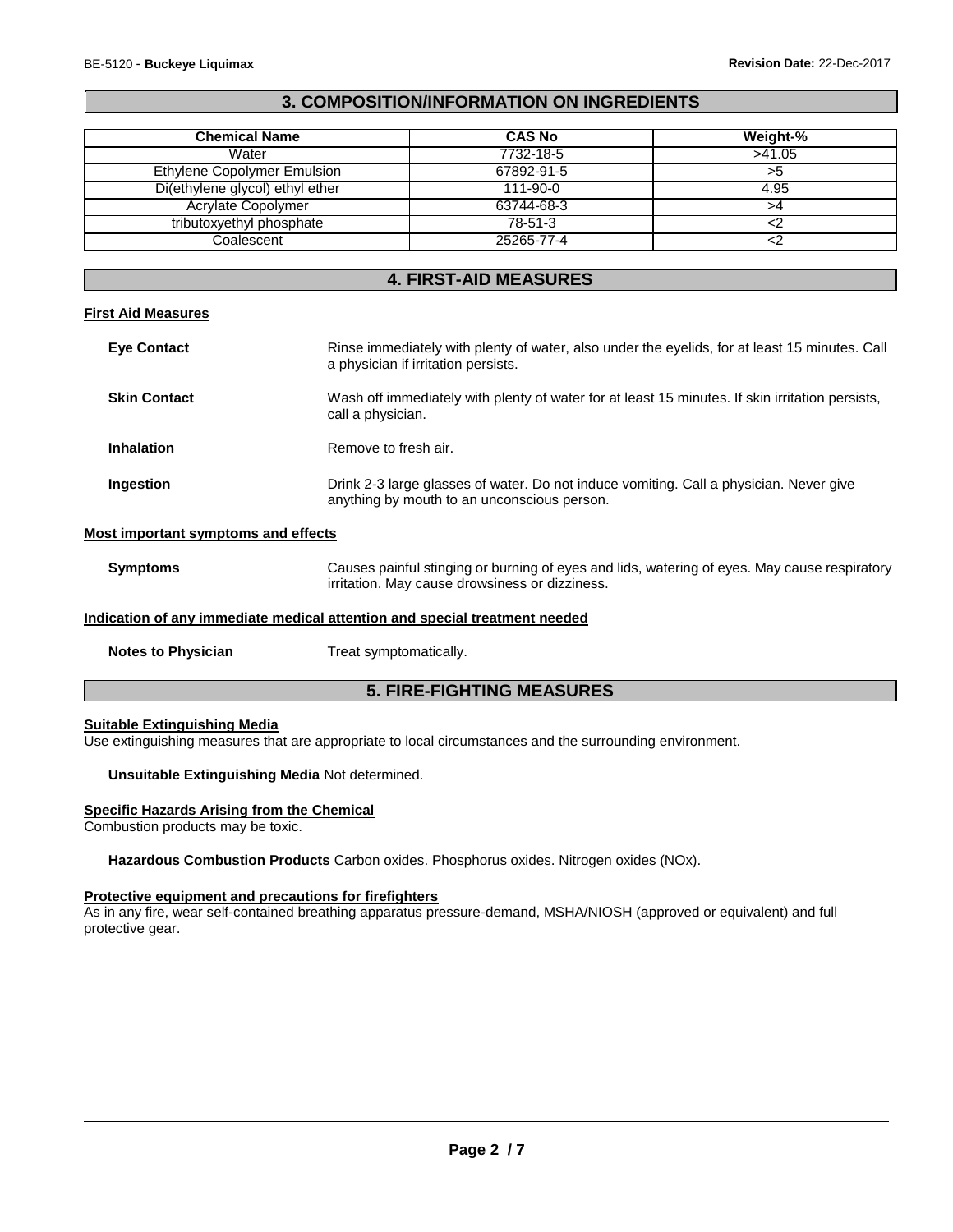## 3. COMPOSITION/INFORMATION ON INGREDIENTS

| Chemical Name | CAS No | Weight-% |
|---|---|---|
| Water | 7732-18-5 | >41.05 |
| Ethylene Copolymer Emulsion | 67892-91-5 | >5 |
| Di(ethylene glycol) ethyl ether | 111-90-0 | 4.95 |
| Acrylate Copolymer | 63744-68-3 | >4 |
| tributoxyethyl phosphate | 78-51-3 | <2 |
| Coalescent | 25265-77-4 | <2 |

## 4. FIRST-AID MEASURES

### First Aid Measures

**Eye Contact** Rinse immediately with plenty of water, also under the eyelids, for at least 15 minutes. Call a physician if irritation persists.

**Skin Contact** Wash off immediately with plenty of water for at least 15 minutes. If skin irritation persists, call a physician.

**Inhalation** Remove to fresh air.

**Ingestion** Drink 2-3 large glasses of water. Do not induce vomiting. Call a physician. Never give anything by mouth to an unconscious person.

### Most important symptoms and effects

**Symptoms** Causes painful stinging or burning of eyes and lids, watering of eyes. May cause respiratory irritation. May cause drowsiness or dizziness.

### Indication of any immediate medical attention and special treatment needed

**Notes to Physician** Treat symptomatically.

## 5. FIRE-FIGHTING MEASURES

### Suitable Extinguishing Media

Use extinguishing measures that are appropriate to local circumstances and the surrounding environment.

**Unsuitable Extinguishing Media** Not determined.

### Specific Hazards Arising from the Chemical

Combustion products may be toxic.

**Hazardous Combustion Products** Carbon oxides. Phosphorus oxides. Nitrogen oxides (NOx).

### Protective equipment and precautions for firefighters

As in any fire, wear self-contained breathing apparatus pressure-demand, MSHA/NIOSH (approved or equivalent) and full protective gear.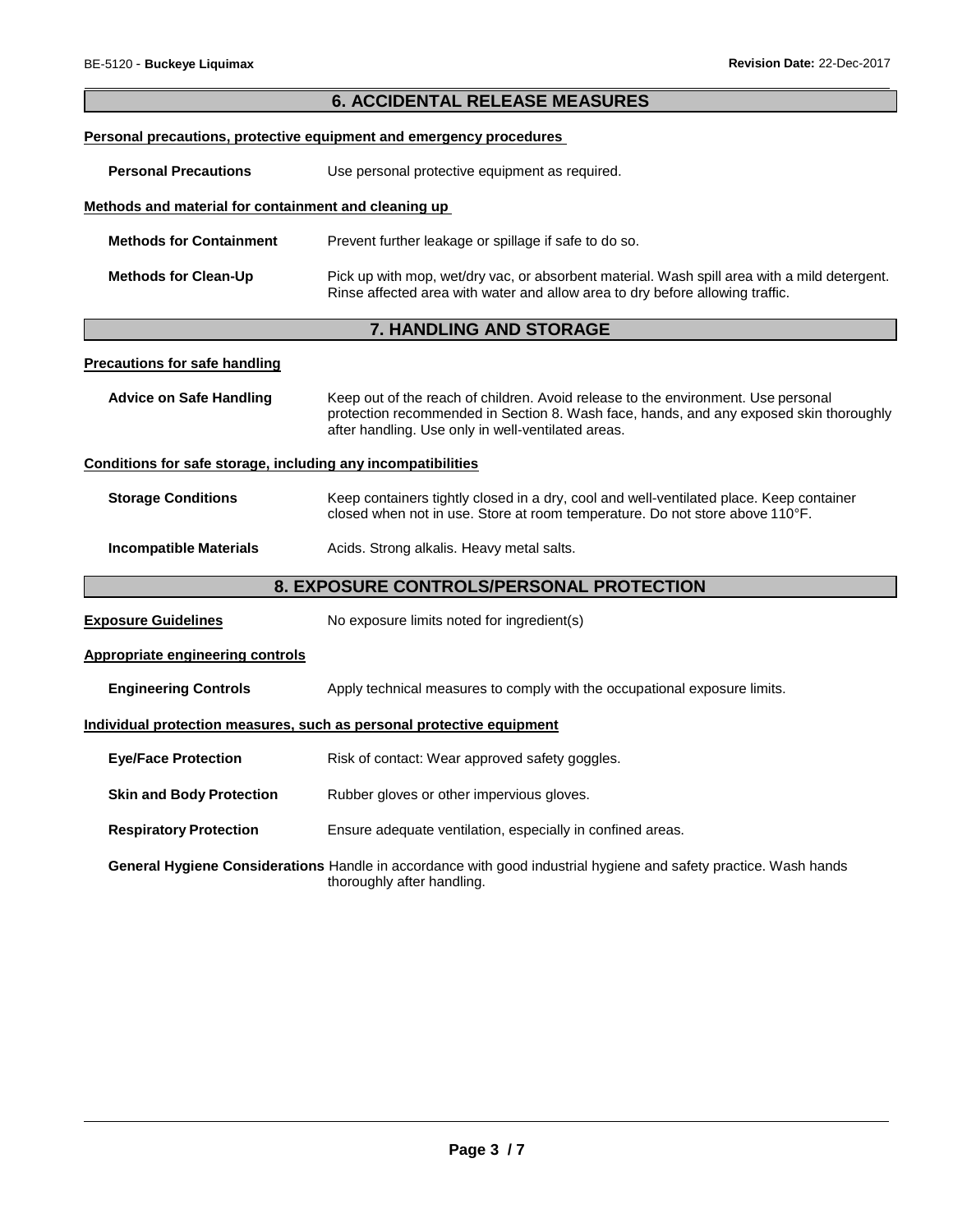## 6. ACCIDENTAL RELEASE MEASURES

**Personal precautions, protective equipment and emergency procedures**

**Personal Precautions** Use personal protective equipment as required.

**Methods and material for containment and cleaning up**

**Methods for Containment** Prevent further leakage or spillage if safe to do so.

**Methods for Clean-Up** Pick up with mop, wet/dry vac, or absorbent material. Wash spill area with a mild detergent. Rinse affected area with water and allow area to dry before allowing traffic.

## 7. HANDLING AND STORAGE

**Precautions for safe handling**

**Advice on Safe Handling** Keep out of the reach of children. Avoid release to the environment. Use personal protection recommended in Section 8. Wash face, hands, and any exposed skin thoroughly after handling. Use only in well-ventilated areas.

**Conditions for safe storage, including any incompatibilities**

**Storage Conditions** Keep containers tightly closed in a dry, cool and well-ventilated place. Keep container closed when not in use. Store at room temperature. Do not store above 110°F.

**Incompatible Materials** Acids. Strong alkalis. Heavy metal salts.

## 8. EXPOSURE CONTROLS/PERSONAL PROTECTION

**Exposure Guidelines** No exposure limits noted for ingredient(s)

**Appropriate engineering controls**

**Engineering Controls** Apply technical measures to comply with the occupational exposure limits.

**Individual protection measures, such as personal protective equipment**

**Eye/Face Protection** Risk of contact: Wear approved safety goggles.

**Skin and Body Protection** Rubber gloves or other impervious gloves.

**Respiratory Protection** Ensure adequate ventilation, especially in confined areas.

**General Hygiene Considerations** Handle in accordance with good industrial hygiene and safety practice. Wash hands thoroughly after handling.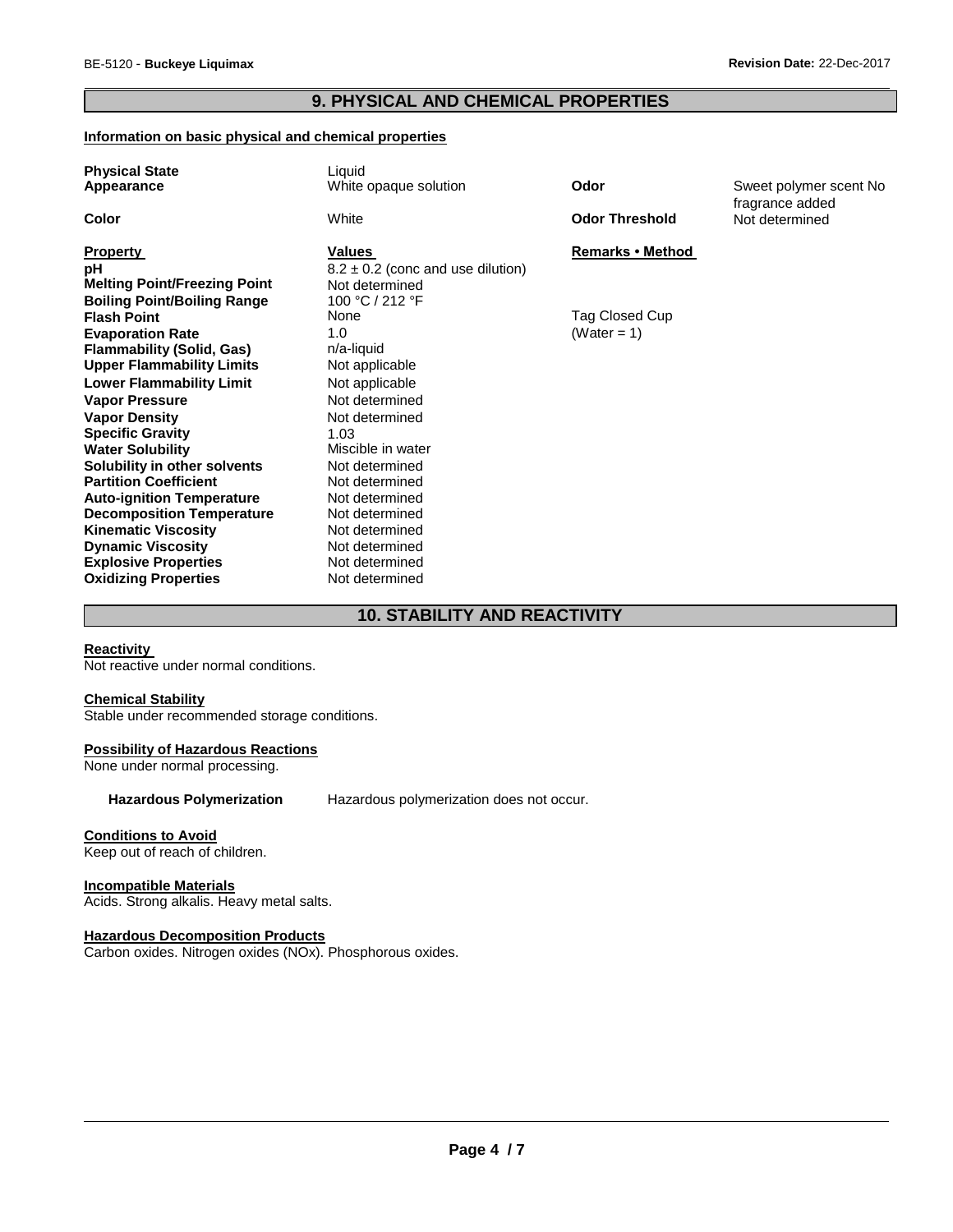## 9. PHYSICAL AND CHEMICAL PROPERTIES

**Information on basic physical and chemical properties**

| | | | |
|---|---|---|---|
| **Physical State** | Liquid | | |
| **Appearance** | White opaque solution | **Odor** | Sweet polymer scent No fragrance added |
| **Color** | White | **Odor Threshold** | Not determined |

| **Property** | **Values** | **Remarks • Method** |
|---|---|---|
| **pH** | 8.2 ± 0.2 (conc and use dilution) | |
| **Melting Point/Freezing Point** | Not determined | |
| **Boiling Point/Boiling Range** | 100 °C / 212 °F | |
| **Flash Point** | None | Tag Closed Cup |
| **Evaporation Rate** | 1.0 | (Water = 1) |
| **Flammability (Solid, Gas)** | n/a-liquid | |
| **Upper Flammability Limits** | Not applicable | |
| **Lower Flammability Limit** | Not applicable | |
| **Vapor Pressure** | Not determined | |
| **Vapor Density** | Not determined | |
| **Specific Gravity** | 1.03 | |
| **Water Solubility** | Miscible in water | |
| **Solubility in other solvents** | Not determined | |
| **Partition Coefficient** | Not determined | |
| **Auto-ignition Temperature** | Not determined | |
| **Decomposition Temperature** | Not determined | |
| **Kinematic Viscosity** | Not determined | |
| **Dynamic Viscosity** | Not determined | |
| **Explosive Properties** | Not determined | |
| **Oxidizing Properties** | Not determined | |

## 10. STABILITY AND REACTIVITY

**Reactivity**

Not reactive under normal conditions.

**Chemical Stability**

Stable under recommended storage conditions.

**Possibility of Hazardous Reactions**

None under normal processing.

**Hazardous Polymerization** Hazardous polymerization does not occur.

**Conditions to Avoid**

Keep out of reach of children.

**Incompatible Materials**

Acids. Strong alkalis. Heavy metal salts.

**Hazardous Decomposition Products**

Carbon oxides. Nitrogen oxides (NOx). Phosphorous oxides.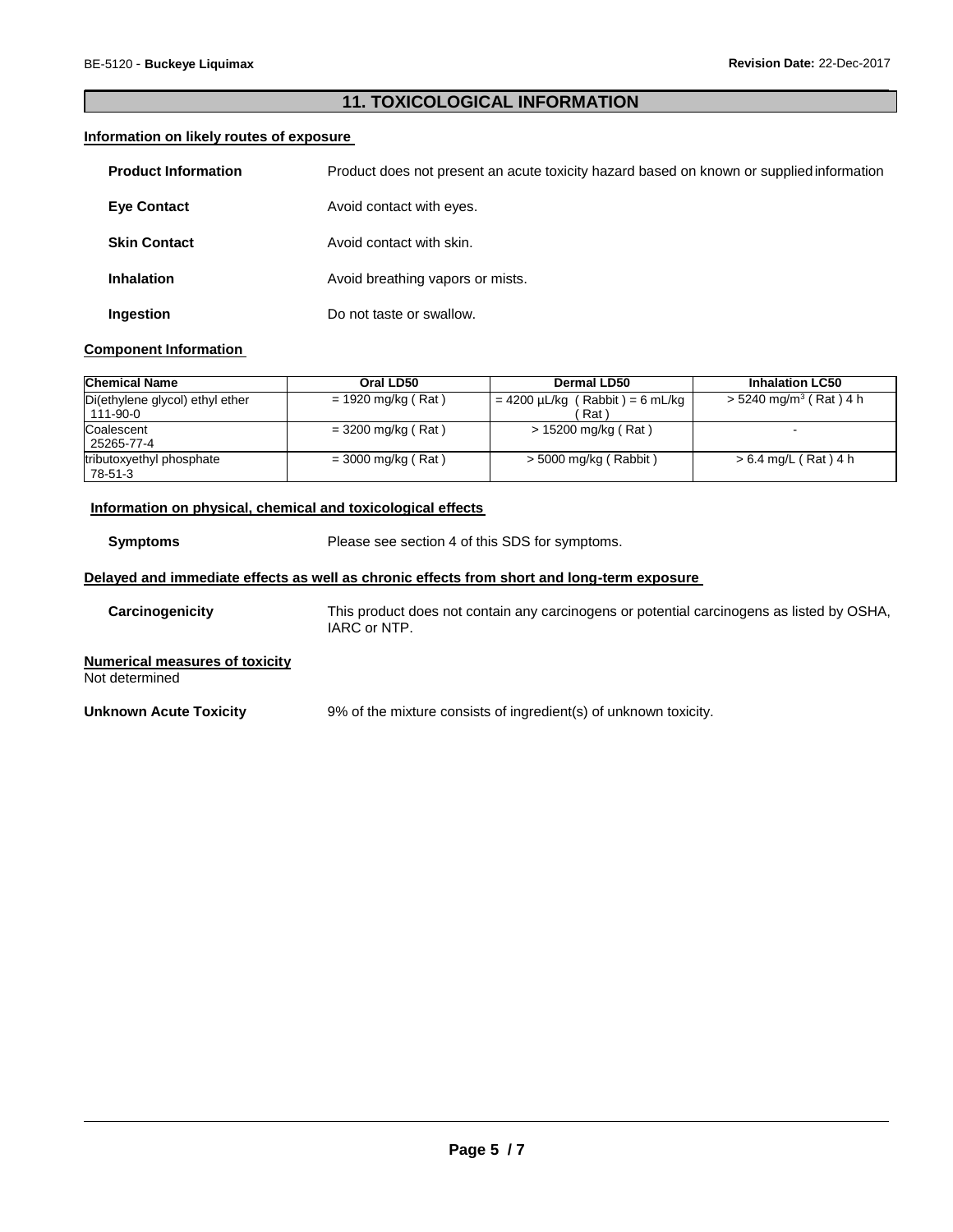## 11. TOXICOLOGICAL INFORMATION

### Information on likely routes of exposure

**Product Information** Product does not present an acute toxicity hazard based on known or supplied information

**Eye Contact** Avoid contact with eyes.

**Skin Contact** Avoid contact with skin.

**Inhalation** Avoid breathing vapors or mists.

**Ingestion** Do not taste or swallow.

### Component Information

| Chemical Name | Oral LD50 | Dermal LD50 | Inhalation LC50 |
|---|---|---|---|
| Di(ethylene glycol) ethyl ether 111-90-0 | = 1920 mg/kg ( Rat ) | = 4200 µL/kg ( Rabbit ) = 6 mL/kg ( Rat ) | > 5240 mg/m$^3$ ( Rat ) 4 h |
| Coalescent 25265-77-4 | = 3200 mg/kg ( Rat ) | > 15200 mg/kg ( Rat ) | - |
| tributoxyethyl phosphate 78-51-3 | = 3000 mg/kg ( Rat ) | > 5000 mg/kg ( Rabbit ) | > 6.4 mg/L ( Rat ) 4 h |

### Information on physical, chemical and toxicological effects

**Symptoms** Please see section 4 of this SDS for symptoms.

### Delayed and immediate effects as well as chronic effects from short and long-term exposure

**Carcinogenicity** This product does not contain any carcinogens or potential carcinogens as listed by OSHA, IARC or NTP.

### Numerical measures of toxicity

Not determined

**Unknown Acute Toxicity** 9% of the mixture consists of ingredient(s) of unknown toxicity.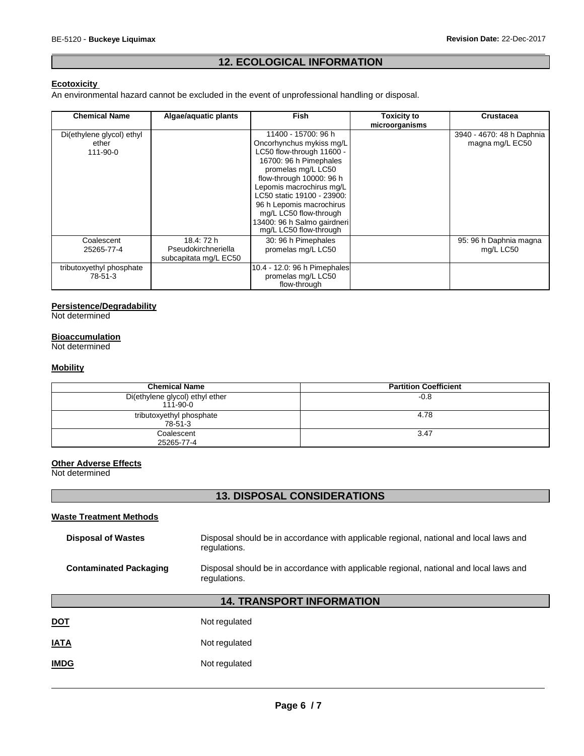## 12. ECOLOGICAL INFORMATION

**Ecotoxicity**

An environmental hazard cannot be excluded in the event of unprofessional handling or disposal.

| Chemical Name | Algae/aquatic plants | Fish | Toxicity to microorganisms | Crustacea |
|---|---|---|---|---|
| Di(ethylene glycol) ethyl ether 111-90-0 | | 11400 - 15700: 96 h Oncorhynchus mykiss mg/L LC50 flow-through 11600 - 16700: 96 h Pimephales promelas mg/L LC50 flow-through 10000: 96 h Lepomis macrochirus mg/L LC50 static 19100 - 23900: 96 h Lepomis macrochirus mg/L LC50 flow-through 13400: 96 h Salmo gairdneri mg/L LC50 flow-through | | 3940 - 4670: 48 h Daphnia magna mg/L EC50 |
| Coalescent 25265-77-4 | 18.4: 72 h Pseudokirchneriella subcapitata mg/L EC50 | 30: 96 h Pimephales promelas mg/L LC50 | | 95: 96 h Daphnia magna mg/L LC50 |
| tributoxyethyl phosphate 78-51-3 | | 10.4 - 12.0: 96 h Pimephales promelas mg/L LC50 flow-through | | |

**Persistence/Degradability**

Not determined

**Bioaccumulation**

Not determined

**Mobility**

| Chemical Name | Partition Coefficient |
|---|---|
| Di(ethylene glycol) ethyl ether 111-90-0 | -0.8 |
| tributoxyethyl phosphate 78-51-3 | 4.78 |
| Coalescent 25265-77-4 | 3.47 |

**Other Adverse Effects**

Not determined

## 13. DISPOSAL CONSIDERATIONS

**Waste Treatment Methods**

**Disposal of Wastes** Disposal should be in accordance with applicable regional, national and local laws and regulations.

**Contaminated Packaging** Disposal should be in accordance with applicable regional, national and local laws and regulations.

## 14. TRANSPORT INFORMATION

**DOT** Not regulated

**IATA** Not regulated

**IMDG** Not regulated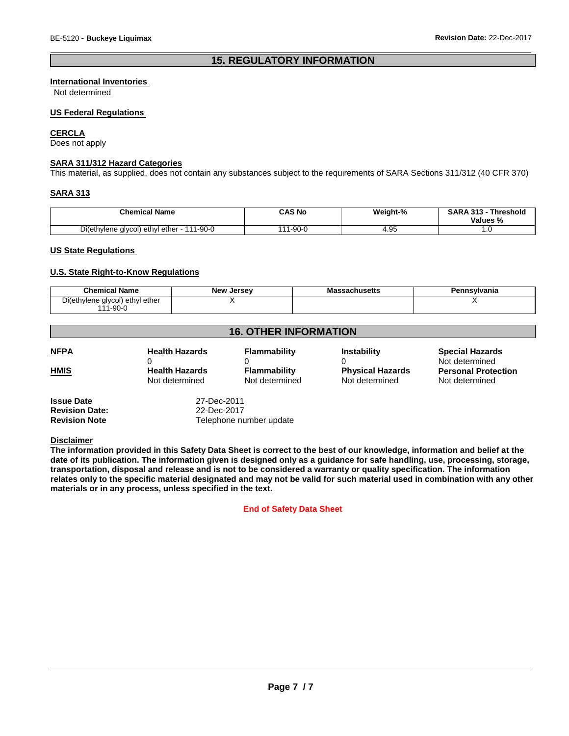## 15. REGULATORY INFORMATION

**International Inventories**
Not determined

**US Federal Regulations**

**CERCLA**
Does not apply

**SARA 311/312 Hazard Categories**
This material, as supplied, does not contain any substances subject to the requirements of SARA Sections 311/312 (40 CFR 370)

**SARA 313**

| Chemical Name | CAS No | Weight-% | SARA 313 - Threshold Values % |
|---|---|---|---|
| Di(ethylene glycol) ethyl ether - 111-90-0 | 111-90-0 | 4.95 | 1.0 |

**US State Regulations**

**U.S. State Right-to-Know Regulations**

| Chemical Name | New Jersey | Massachusetts | Pennsylvania |
|---|---|---|---|
| Di(ethylene glycol) ethyl ether 111-90-0 | X | | X |

## 16. OTHER INFORMATION

| | | | | |
|---|---|---|---|---|
| **NFPA** | **Health Hazards** 0 | **Flammability** 0 | **Instability** 0 | **Special Hazards** Not determined |
| **HMIS** | **Health Hazards** Not determined | **Flammability** Not determined | **Physical Hazards** Not determined | **Personal Protection** Not determined |

**Issue Date** 27-Dec-2011
**Revision Date:** 22-Dec-2017
**Revision Note** Telephone number update

**Disclaimer**
**The information provided in this Safety Data Sheet is correct to the best of our knowledge, information and belief at the date of its publication. The information given is designed only as a guidance for safe handling, use, processing, storage, transportation, disposal and release and is not to be considered a warranty or quality specification. The information relates only to the specific material designated and may not be valid for such material used in combination with any other materials or in any process, unless specified in the text.**

**End of Safety Data Sheet**